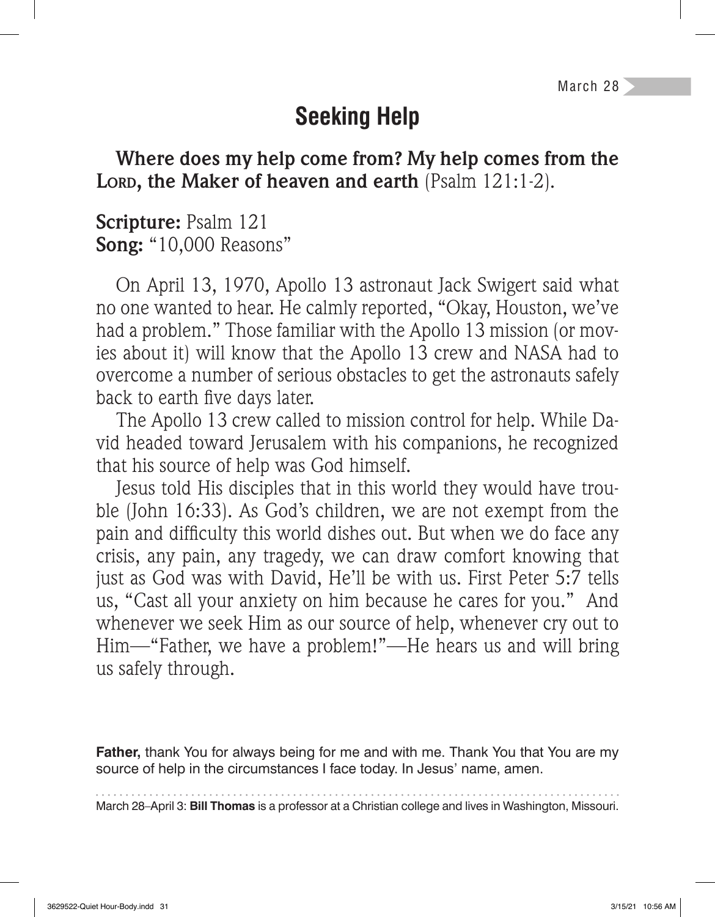March 28

# Seeking Help

**Where does my help come from? My help comes from the LORD, the Maker of heaven and earth** (Psalm 121:1-2).

**Scripture:** Psalm 121
**Song:** "10,000 Reasons"

On April 13, 1970, Apollo 13 astronaut Jack Swigert said what no one wanted to hear. He calmly reported, "Okay, Houston, we've had a problem." Those familiar with the Apollo 13 mission (or movies about it) will know that the Apollo 13 crew and NASA had to overcome a number of serious obstacles to get the astronauts safely back to earth five days later.

The Apollo 13 crew called to mission control for help. While David headed toward Jerusalem with his companions, he recognized that his source of help was God himself.

Jesus told His disciples that in this world they would have trouble (John 16:33). As God's children, we are not exempt from the pain and difficulty this world dishes out. But when we do face any crisis, any pain, any tragedy, we can draw comfort knowing that just as God was with David, He'll be with us. First Peter 5:7 tells us, "Cast all your anxiety on him because he cares for you." And whenever we seek Him as our source of help, whenever cry out to Him—"Father, we have a problem!"—He hears us and will bring us safely through.

**Father,** thank You for always being for me and with me. Thank You that You are my source of help in the circumstances I face today. In Jesus' name, amen.

March 28–April 3: **Bill Thomas** is a professor at a Christian college and lives in Washington, Missouri.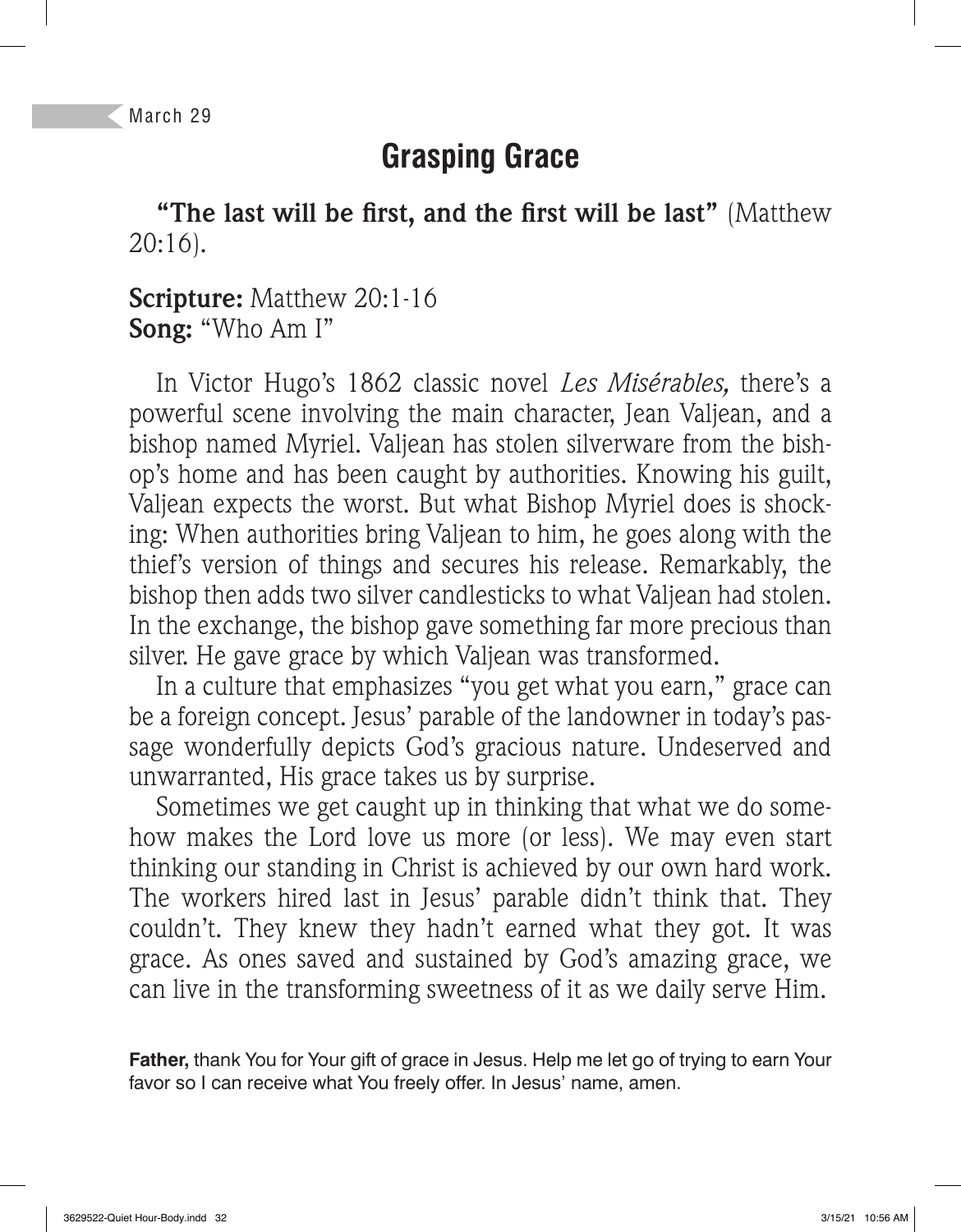March 29

# Grasping Grace

**"The last will be first, and the first will be last"** (Matthew 20:16).

**Scripture:** Matthew 20:1-16
**Song:** "Who Am I"

In Victor Hugo's 1862 classic novel *Les Misérables,* there's a powerful scene involving the main character, Jean Valjean, and a bishop named Myriel. Valjean has stolen silverware from the bishop's home and has been caught by authorities. Knowing his guilt, Valjean expects the worst. But what Bishop Myriel does is shocking: When authorities bring Valjean to him, he goes along with the thief's version of things and secures his release. Remarkably, the bishop then adds two silver candlesticks to what Valjean had stolen. In the exchange, the bishop gave something far more precious than silver. He gave grace by which Valjean was transformed.

In a culture that emphasizes "you get what you earn," grace can be a foreign concept. Jesus' parable of the landowner in today's passage wonderfully depicts God's gracious nature. Undeserved and unwarranted, His grace takes us by surprise.

Sometimes we get caught up in thinking that what we do somehow makes the Lord love us more (or less). We may even start thinking our standing in Christ is achieved by our own hard work. The workers hired last in Jesus' parable didn't think that. They couldn't. They knew they hadn't earned what they got. It was grace. As ones saved and sustained by God's amazing grace, we can live in the transforming sweetness of it as we daily serve Him.

**Father,** thank You for Your gift of grace in Jesus. Help me let go of trying to earn Your favor so I can receive what You freely offer. In Jesus' name, amen.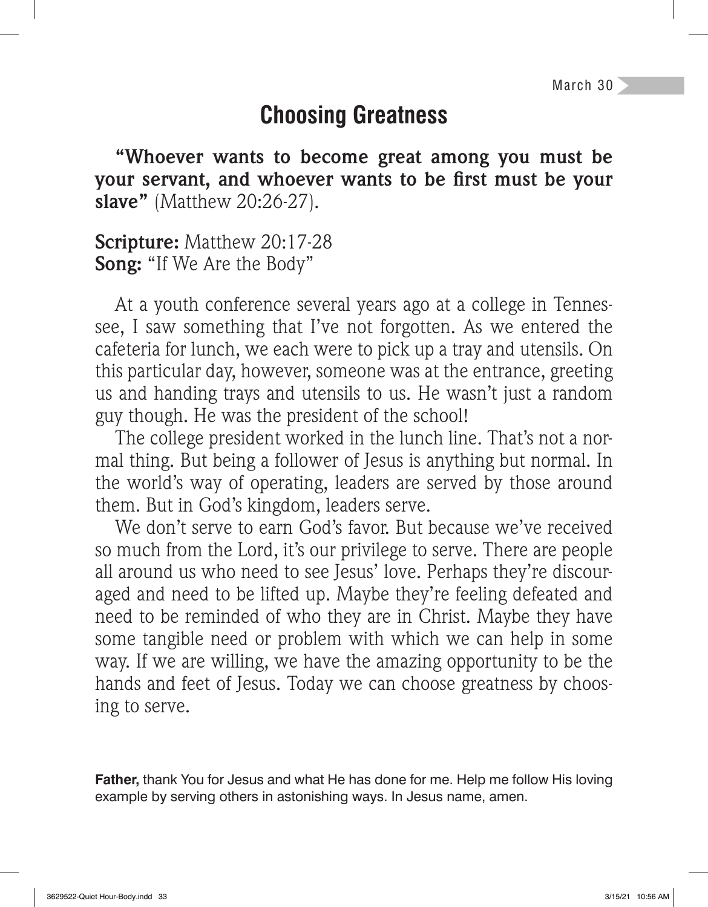March 30

# Choosing Greatness

**"Whoever wants to become great among you must be your servant, and whoever wants to be first must be your slave"** (Matthew 20:26-27).

**Scripture:** Matthew 20:17-28
**Song:** "If We Are the Body"

At a youth conference several years ago at a college in Tennessee, I saw something that I've not forgotten. As we entered the cafeteria for lunch, we each were to pick up a tray and utensils. On this particular day, however, someone was at the entrance, greeting us and handing trays and utensils to us. He wasn't just a random guy though. He was the president of the school!

The college president worked in the lunch line. That's not a normal thing. But being a follower of Jesus is anything but normal. In the world's way of operating, leaders are served by those around them. But in God's kingdom, leaders serve.

We don't serve to earn God's favor. But because we've received so much from the Lord, it's our privilege to serve. There are people all around us who need to see Jesus' love. Perhaps they're discouraged and need to be lifted up. Maybe they're feeling defeated and need to be reminded of who they are in Christ. Maybe they have some tangible need or problem with which we can help in some way. If we are willing, we have the amazing opportunity to be the hands and feet of Jesus. Today we can choose greatness by choosing to serve.

**Father,** thank You for Jesus and what He has done for me. Help me follow His loving example by serving others in astonishing ways. In Jesus name, amen.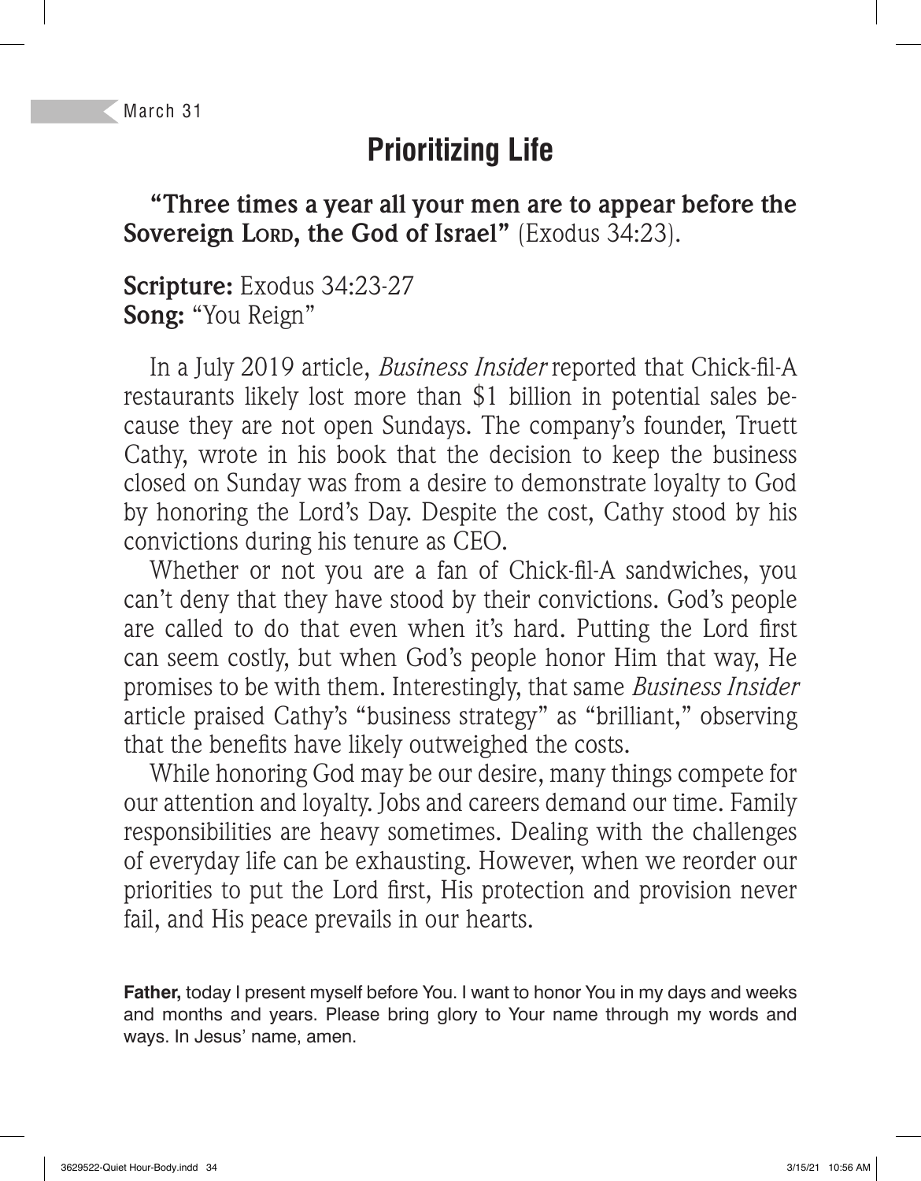March 31

# Prioritizing Life

**"Three times a year all your men are to appear before the Sovereign LORD, the God of Israel"** (Exodus 34:23).

**Scripture:** Exodus 34:23-27
**Song:** "You Reign"

In a July 2019 article, *Business Insider* reported that Chick-fil-A restaurants likely lost more than $1 billion in potential sales because they are not open Sundays. The company's founder, Truett Cathy, wrote in his book that the decision to keep the business closed on Sunday was from a desire to demonstrate loyalty to God by honoring the Lord's Day. Despite the cost, Cathy stood by his convictions during his tenure as CEO.

Whether or not you are a fan of Chick-fil-A sandwiches, you can't deny that they have stood by their convictions. God's people are called to do that even when it's hard. Putting the Lord first can seem costly, but when God's people honor Him that way, He promises to be with them. Interestingly, that same *Business Insider* article praised Cathy's "business strategy" as "brilliant," observing that the benefits have likely outweighed the costs.

While honoring God may be our desire, many things compete for our attention and loyalty. Jobs and careers demand our time. Family responsibilities are heavy sometimes. Dealing with the challenges of everyday life can be exhausting. However, when we reorder our priorities to put the Lord first, His protection and provision never fail, and His peace prevails in our hearts.

**Father,** today I present myself before You. I want to honor You in my days and weeks and months and years. Please bring glory to Your name through my words and ways. In Jesus' name, amen.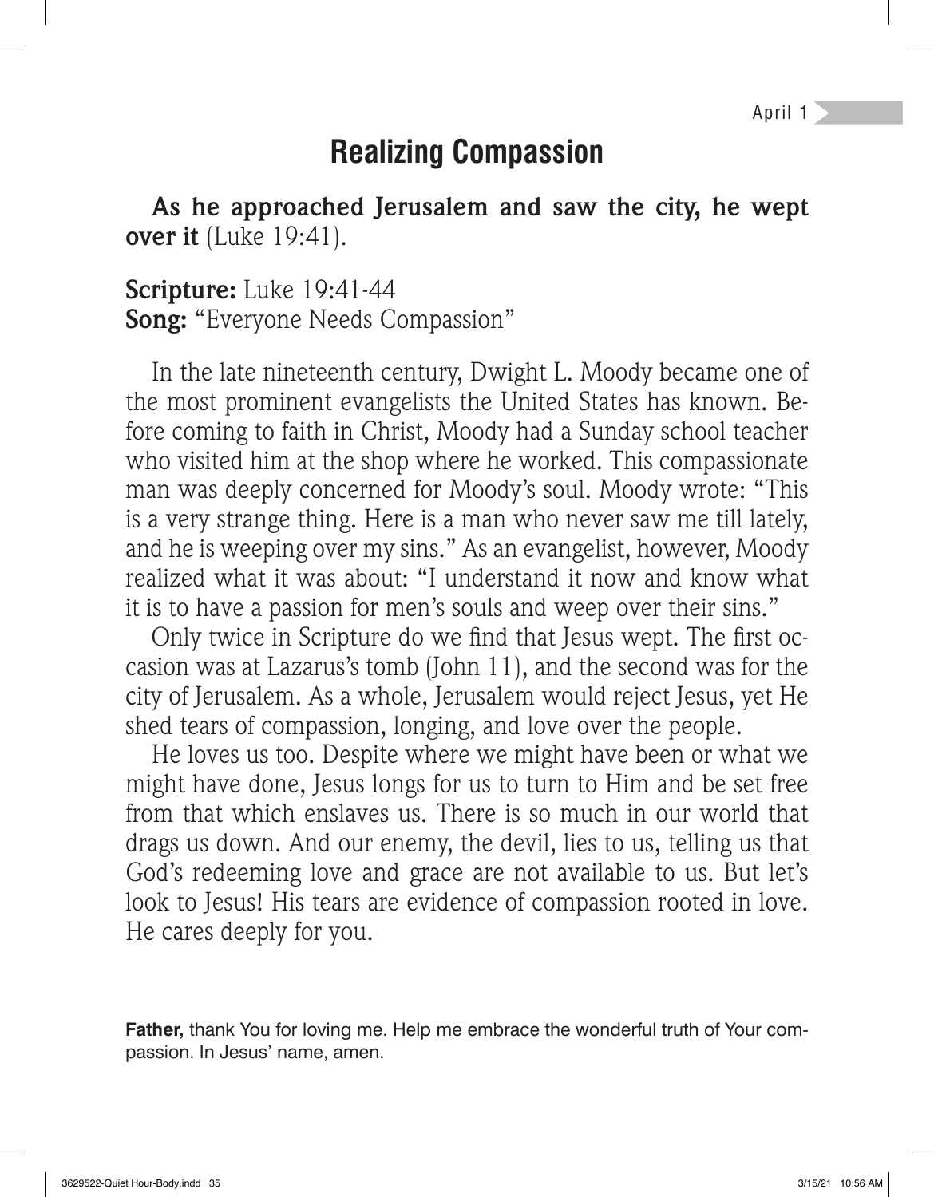April 1

# Realizing Compassion

**As he approached Jerusalem and saw the city, he wept over it** (Luke 19:41).

**Scripture:** Luke 19:41-44
**Song:** "Everyone Needs Compassion"

In the late nineteenth century, Dwight L. Moody became one of the most prominent evangelists the United States has known. Before coming to faith in Christ, Moody had a Sunday school teacher who visited him at the shop where he worked. This compassionate man was deeply concerned for Moody's soul. Moody wrote: "This is a very strange thing. Here is a man who never saw me till lately, and he is weeping over my sins." As an evangelist, however, Moody realized what it was about: "I understand it now and know what it is to have a passion for men's souls and weep over their sins."

Only twice in Scripture do we find that Jesus wept. The first occasion was at Lazarus's tomb (John 11), and the second was for the city of Jerusalem. As a whole, Jerusalem would reject Jesus, yet He shed tears of compassion, longing, and love over the people.

He loves us too. Despite where we might have been or what we might have done, Jesus longs for us to turn to Him and be set free from that which enslaves us. There is so much in our world that drags us down. And our enemy, the devil, lies to us, telling us that God's redeeming love and grace are not available to us. But let's look to Jesus! His tears are evidence of compassion rooted in love. He cares deeply for you.

**Father,** thank You for loving me. Help me embrace the wonderful truth of Your compassion. In Jesus' name, amen.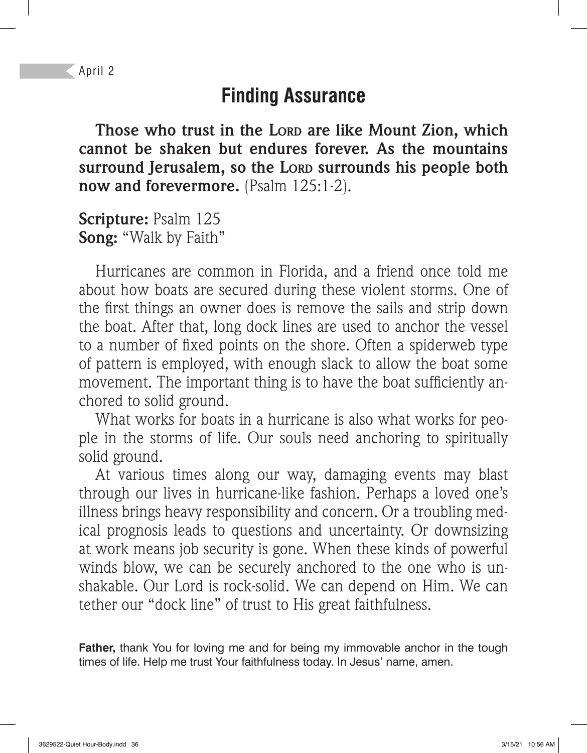April 2

# Finding Assurance

**Those who trust in the LORD are like Mount Zion, which cannot be shaken but endures forever. As the mountains surround Jerusalem, so the LORD surrounds his people both now and forevermore.** (Psalm 125:1-2).

**Scripture:** Psalm 125
**Song:** "Walk by Faith"

Hurricanes are common in Florida, and a friend once told me about how boats are secured during these violent storms. One of the first things an owner does is remove the sails and strip down the boat. After that, long dock lines are used to anchor the vessel to a number of fixed points on the shore. Often a spiderweb type of pattern is employed, with enough slack to allow the boat some movement. The important thing is to have the boat sufficiently anchored to solid ground.

What works for boats in a hurricane is also what works for people in the storms of life. Our souls need anchoring to spiritually solid ground.

At various times along our way, damaging events may blast through our lives in hurricane-like fashion. Perhaps a loved one's illness brings heavy responsibility and concern. Or a troubling medical prognosis leads to questions and uncertainty. Or downsizing at work means job security is gone. When these kinds of powerful winds blow, we can be securely anchored to the one who is unshakable. Our Lord is rock-solid. We can depend on Him. We can tether our "dock line" of trust to His great faithfulness.

**Father,** thank You for loving me and for being my immovable anchor in the tough times of life. Help me trust Your faithfulness today. In Jesus' name, amen.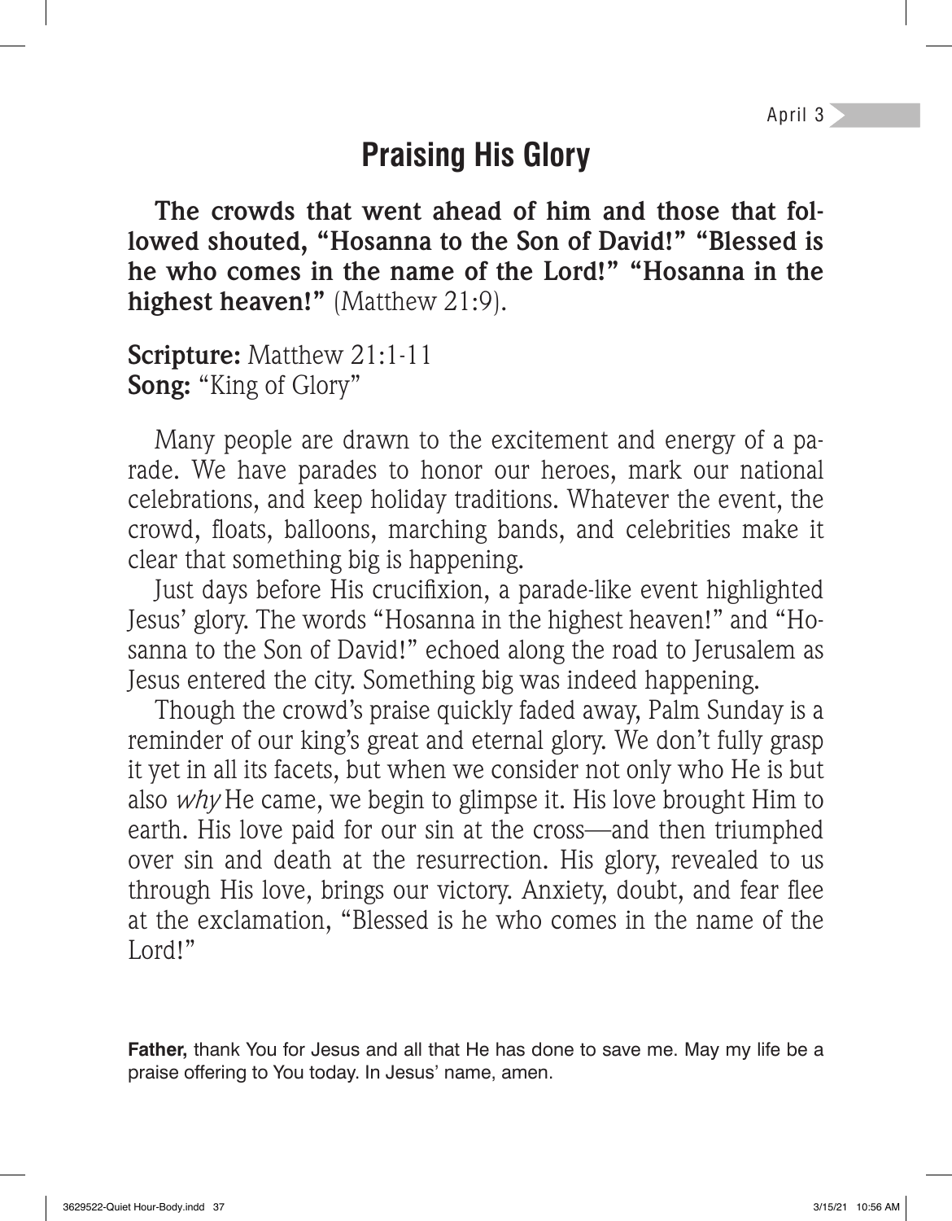April 3

# Praising His Glory

**The crowds that went ahead of him and those that followed shouted, "Hosanna to the Son of David!" "Blessed is he who comes in the name of the Lord!" "Hosanna in the highest heaven!"** (Matthew 21:9).

**Scripture:** Matthew 21:1-11
**Song:** "King of Glory"

Many people are drawn to the excitement and energy of a parade. We have parades to honor our heroes, mark our national celebrations, and keep holiday traditions. Whatever the event, the crowd, floats, balloons, marching bands, and celebrities make it clear that something big is happening.

Just days before His crucifixion, a parade-like event highlighted Jesus' glory. The words "Hosanna in the highest heaven!" and "Hosanna to the Son of David!" echoed along the road to Jerusalem as Jesus entered the city. Something big was indeed happening.

Though the crowd's praise quickly faded away, Palm Sunday is a reminder of our king's great and eternal glory. We don't fully grasp it yet in all its facets, but when we consider not only who He is but also *why* He came, we begin to glimpse it. His love brought Him to earth. His love paid for our sin at the cross—and then triumphed over sin and death at the resurrection. His glory, revealed to us through His love, brings our victory. Anxiety, doubt, and fear flee at the exclamation, "Blessed is he who comes in the name of the Lord!"

**Father,** thank You for Jesus and all that He has done to save me. May my life be a praise offering to You today. In Jesus' name, amen.